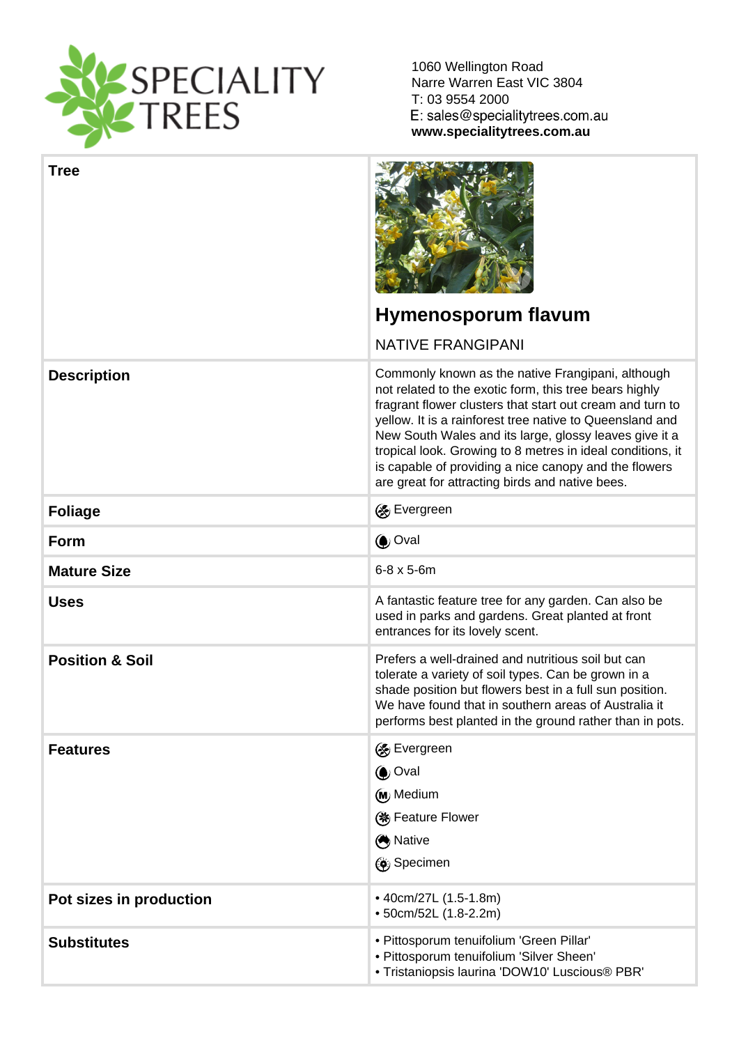SPECIALITY TREES

1060 Wellington Road
Narre Warren East VIC 3804
T: 03 9554 2000
E: sales@specialitytrees.com.au
**www.specialitytrees.com.au**

| **Tree** | **Hymenosporum flavum**<br><br>NATIVE FRANGIPANI |
|---|---|
| **Description** | Commonly known as the native Frangipani, although not related to the exotic form, this tree bears highly fragrant flower clusters that start out cream and turn to yellow. It is a rainforest tree native to Queensland and New South Wales and its large, glossy leaves give it a tropical look. Growing to 8 metres in ideal conditions, it is capable of providing a nice canopy and the flowers are great for attracting birds and native bees. |
| **Foliage** | Evergreen |
| **Form** | Oval |
| **Mature Size** | 6-8 x 5-6m |
| **Uses** | A fantastic feature tree for any garden. Can also be used in parks and gardens. Great planted at front entrances for its lovely scent. |
| **Position & Soil** | Prefers a well-drained and nutritious soil but can tolerate a variety of soil types. Can be grown in a shade position but flowers best in a full sun position. We have found that in southern areas of Australia it performs best planted in the ground rather than in pots. |
| **Features** | Evergreen<br>Oval<br>Medium<br>Feature Flower<br>Native<br>Specimen |
| **Pot sizes in production** | • 40cm/27L (1.5-1.8m)<br>• 50cm/52L (1.8-2.2m) |
| **Substitutes** | • Pittosporum tenuifolium 'Green Pillar'<br>• Pittosporum tenuifolium 'Silver Sheen'<br>• Tristaniopsis laurina 'DOW10' Luscious® PBR' |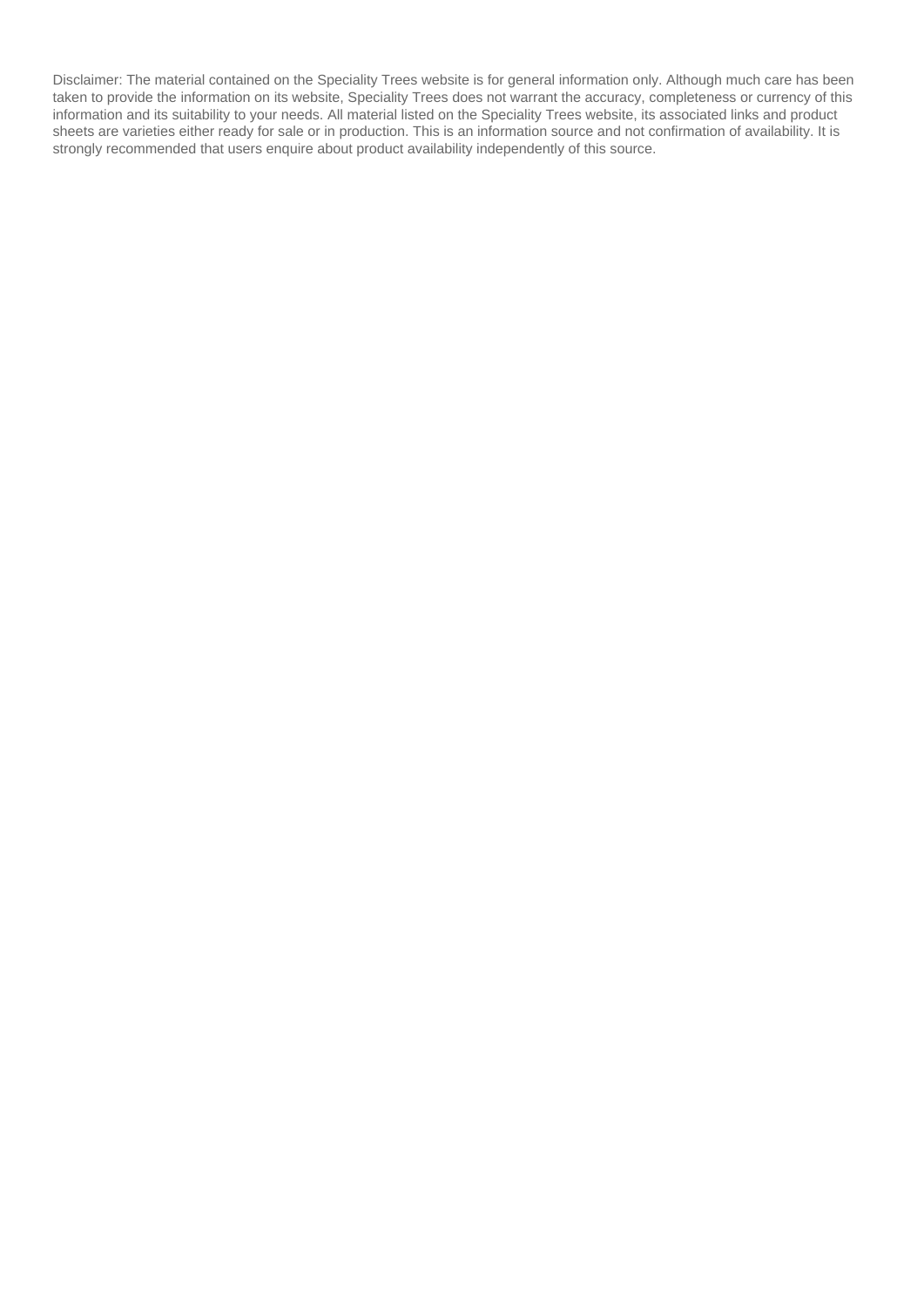Disclaimer: The material contained on the Speciality Trees website is for general information only. Although much care has been taken to provide the information on its website, Speciality Trees does not warrant the accuracy, completeness or currency of this information and its suitability to your needs. All material listed on the Speciality Trees website, its associated links and product sheets are varieties either ready for sale or in production. This is an information source and not confirmation of availability. It is strongly recommended that users enquire about product availability independently of this source.